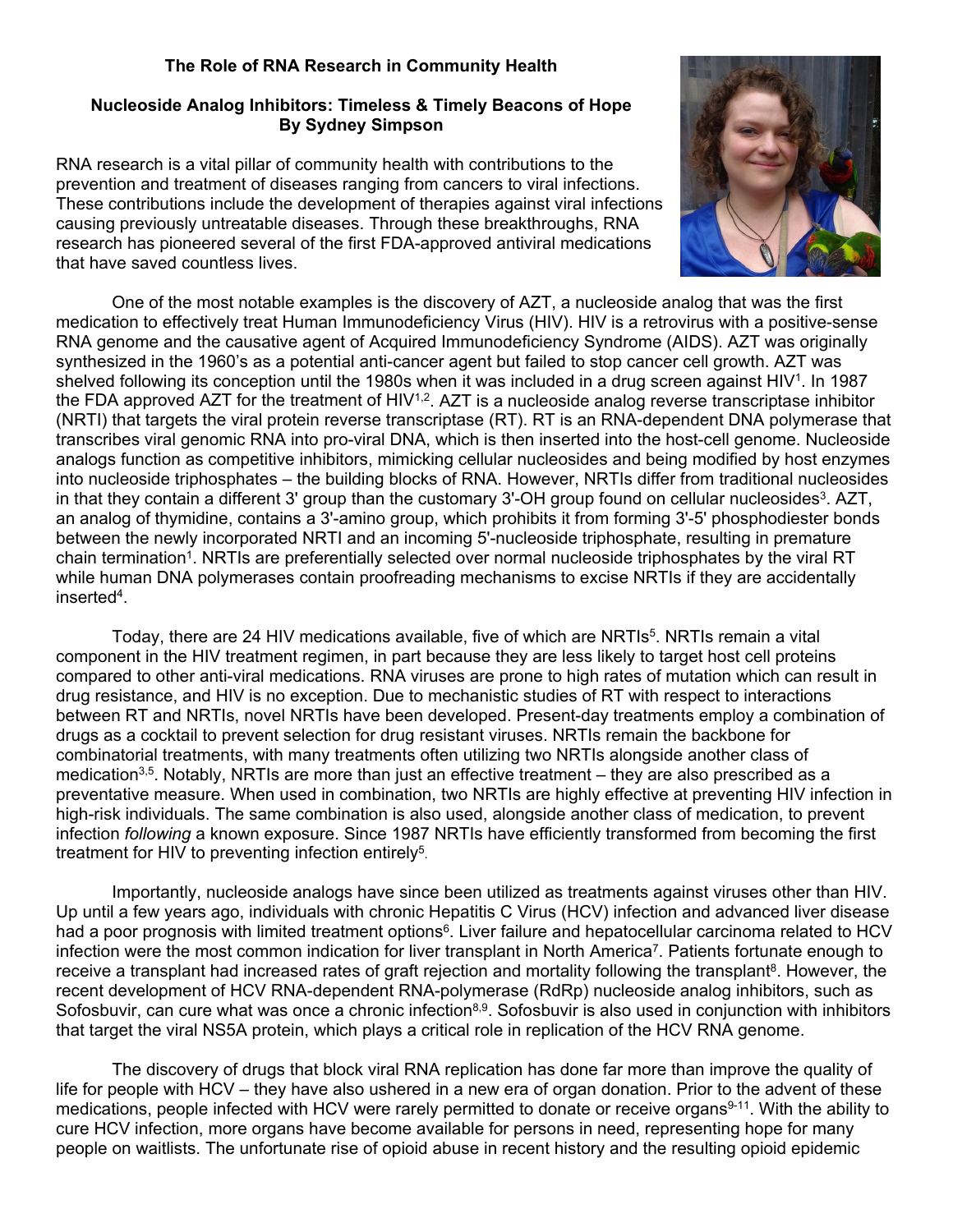# The Role of RNA Research in Community Health

## Nucleoside Analog Inhibitors: Timeless & Timely Beacons of Hope
**By Sydney Simpson**

RNA research is a vital pillar of community health with contributions to the prevention and treatment of diseases ranging from cancers to viral infections. These contributions include the development of therapies against viral infections causing previously untreatable diseases. Through these breakthroughs, RNA research has pioneered several of the first FDA-approved antiviral medications that have saved countless lives.

One of the most notable examples is the discovery of AZT, a nucleoside analog that was the first medication to effectively treat Human Immunodeficiency Virus (HIV). HIV is a retrovirus with a positive-sense RNA genome and the causative agent of Acquired Immunodeficiency Syndrome (AIDS). AZT was originally synthesized in the 1960's as a potential anti-cancer agent but failed to stop cancer cell growth. AZT was shelved following its conception until the 1980s when it was included in a drug screen against HIV[1]. In 1987 the FDA approved AZT for the treatment of HIV[1,2]. AZT is a nucleoside analog reverse transcriptase inhibitor (NRTI) that targets the viral protein reverse transcriptase (RT). RT is an RNA-dependent DNA polymerase that transcribes viral genomic RNA into pro-viral DNA, which is then inserted into the host-cell genome. Nucleoside analogs function as competitive inhibitors, mimicking cellular nucleosides and being modified by host enzymes into nucleoside triphosphates – the building blocks of RNA. However, NRTIs differ from traditional nucleosides in that they contain a different 3' group than the customary 3'-OH group found on cellular nucleosides[3]. AZT, an analog of thymidine, contains a 3'-amino group, which prohibits it from forming 3'-5' phosphodiester bonds between the newly incorporated NRTI and an incoming 5'-nucleoside triphosphate, resulting in premature chain termination[1]. NRTIs are preferentially selected over normal nucleoside triphosphates by the viral RT while human DNA polymerases contain proofreading mechanisms to excise NRTIs if they are accidentally inserted[4].

Today, there are 24 HIV medications available, five of which are NRTIs[5]. NRTIs remain a vital component in the HIV treatment regimen, in part because they are less likely to target host cell proteins compared to other anti-viral medications. RNA viruses are prone to high rates of mutation which can result in drug resistance, and HIV is no exception. Due to mechanistic studies of RT with respect to interactions between RT and NRTIs, novel NRTIs have been developed. Present-day treatments employ a combination of drugs as a cocktail to prevent selection for drug resistant viruses. NRTIs remain the backbone for combinatorial treatments, with many treatments often utilizing two NRTIs alongside another class of medication[3,5]. Notably, NRTIs are more than just an effective treatment – they are also prescribed as a preventative measure. When used in combination, two NRTIs are highly effective at preventing HIV infection in high-risk individuals. The same combination is also used, alongside another class of medication, to prevent infection *following* a known exposure. Since 1987 NRTIs have efficiently transformed from becoming the first treatment for HIV to preventing infection entirely[5].

Importantly, nucleoside analogs have since been utilized as treatments against viruses other than HIV. Up until a few years ago, individuals with chronic Hepatitis C Virus (HCV) infection and advanced liver disease had a poor prognosis with limited treatment options[6]. Liver failure and hepatocellular carcinoma related to HCV infection were the most common indication for liver transplant in North America[7]. Patients fortunate enough to receive a transplant had increased rates of graft rejection and mortality following the transplant[8]. However, the recent development of HCV RNA-dependent RNA-polymerase (RdRp) nucleoside analog inhibitors, such as Sofosbuvir, can cure what was once a chronic infection[8,9]. Sofosbuvir is also used in conjunction with inhibitors that target the viral NS5A protein, which plays a critical role in replication of the HCV RNA genome.

The discovery of drugs that block viral RNA replication has done far more than improve the quality of life for people with HCV – they have also ushered in a new era of organ donation. Prior to the advent of these medications, people infected with HCV were rarely permitted to donate or receive organs[9-11]. With the ability to cure HCV infection, more organs have become available for persons in need, representing hope for many people on waitlists. The unfortunate rise of opioid abuse in recent history and the resulting opioid epidemic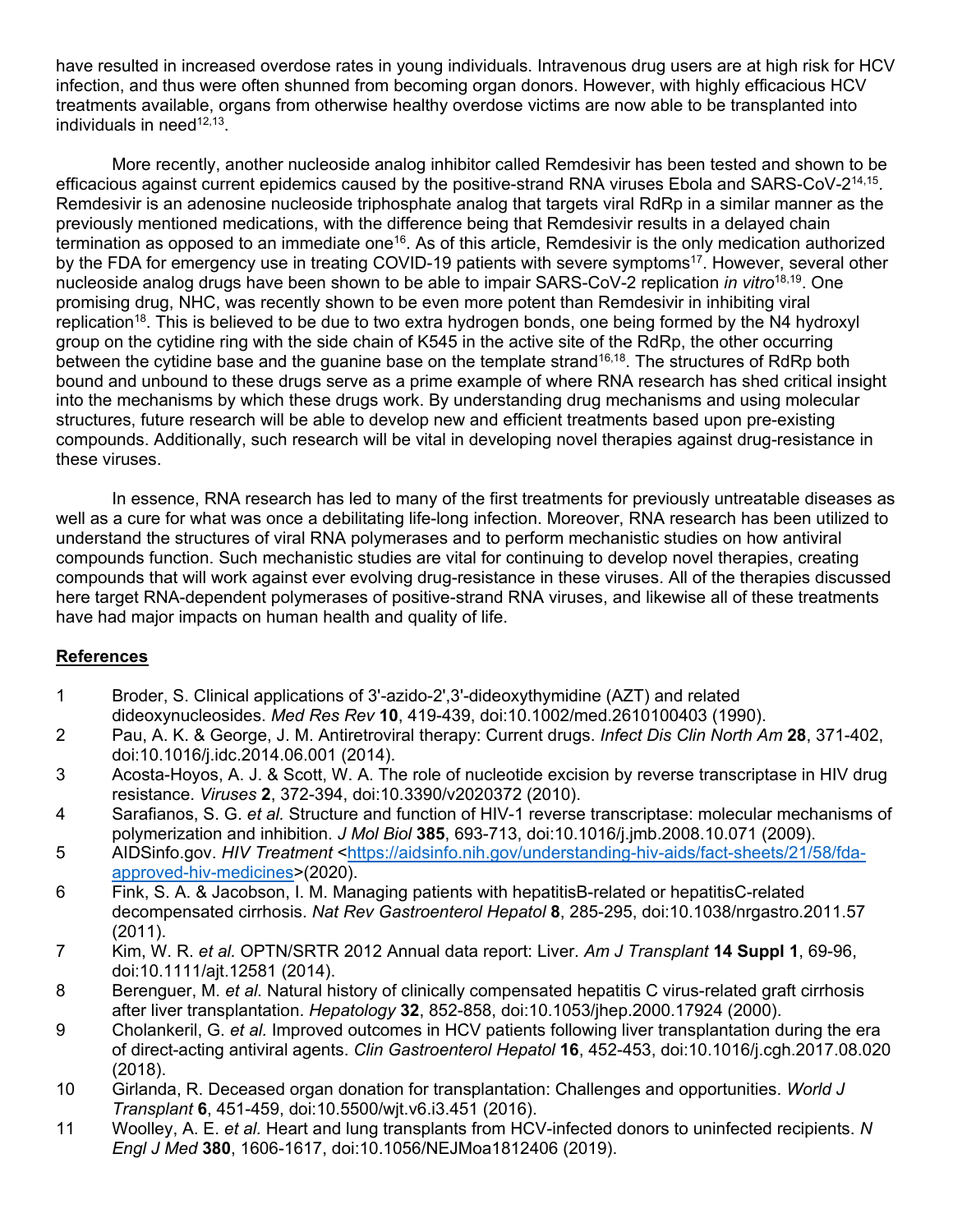have resulted in increased overdose rates in young individuals. Intravenous drug users are at high risk for HCV infection, and thus were often shunned from becoming organ donors. However, with highly efficacious HCV treatments available, organs from otherwise healthy overdose victims are now able to be transplanted into individuals in need[12,13].

More recently, another nucleoside analog inhibitor called Remdesivir has been tested and shown to be efficacious against current epidemics caused by the positive-strand RNA viruses Ebola and SARS-CoV-2[14,15]. Remdesivir is an adenosine nucleoside triphosphate analog that targets viral RdRp in a similar manner as the previously mentioned medications, with the difference being that Remdesivir results in a delayed chain termination as opposed to an immediate one[16]. As of this article, Remdesivir is the only medication authorized by the FDA for emergency use in treating COVID-19 patients with severe symptoms[17]. However, several other nucleoside analog drugs have been shown to be able to impair SARS-CoV-2 replication *in vitro*[18,19]. One promising drug, NHC, was recently shown to be even more potent than Remdesivir in inhibiting viral replication[18]. This is believed to be due to two extra hydrogen bonds, one being formed by the N4 hydroxyl group on the cytidine ring with the side chain of K545 in the active site of the RdRp, the other occurring between the cytidine base and the guanine base on the template strand[16,18]. The structures of RdRp both bound and unbound to these drugs serve as a prime example of where RNA research has shed critical insight into the mechanisms by which these drugs work. By understanding drug mechanisms and using molecular structures, future research will be able to develop new and efficient treatments based upon pre-existing compounds. Additionally, such research will be vital in developing novel therapies against drug-resistance in these viruses.

In essence, RNA research has led to many of the first treatments for previously untreatable diseases as well as a cure for what was once a debilitating life-long infection. Moreover, RNA research has been utilized to understand the structures of viral RNA polymerases and to perform mechanistic studies on how antiviral compounds function. Such mechanistic studies are vital for continuing to develop novel therapies, creating compounds that will work against ever evolving drug-resistance in these viruses. All of the therapies discussed here target RNA-dependent polymerases of positive-strand RNA viruses, and likewise all of these treatments have had major impacts on human health and quality of life.

## References

1. Broder, S. Clinical applications of 3'-azido-2',3'-dideoxythymidine (AZT) and related dideoxynucleosides. *Med Res Rev* **10**, 419-439, doi:10.1002/med.2610100403 (1990).
2. Pau, A. K. & George, J. M. Antiretroviral therapy: Current drugs. *Infect Dis Clin North Am* **28**, 371-402, doi:10.1016/j.idc.2014.06.001 (2014).
3. Acosta-Hoyos, A. J. & Scott, W. A. The role of nucleotide excision by reverse transcriptase in HIV drug resistance. *Viruses* **2**, 372-394, doi:10.3390/v2020372 (2010).
4. Sarafianos, S. G. *et al.* Structure and function of HIV-1 reverse transcriptase: molecular mechanisms of polymerization and inhibition. *J Mol Biol* **385**, 693-713, doi:10.1016/j.jmb.2008.10.071 (2009).
5. AIDSinfo.gov. *HIV Treatment* <https://aidsinfo.nih.gov/understanding-hiv-aids/fact-sheets/21/58/fda-approved-hiv-medicines>(2020).
6. Fink, S. A. & Jacobson, I. M. Managing patients with hepatitisB-related or hepatitisC-related decompensated cirrhosis. *Nat Rev Gastroenterol Hepatol* **8**, 285-295, doi:10.1038/nrgastro.2011.57 (2011).
7. Kim, W. R. *et al.* OPTN/SRTR 2012 Annual data report: Liver. *Am J Transplant* **14 Suppl 1**, 69-96, doi:10.1111/ajt.12581 (2014).
8. Berenguer, M. *et al.* Natural history of clinically compensated hepatitis C virus-related graft cirrhosis after liver transplantation. *Hepatology* **32**, 852-858, doi:10.1053/jhep.2000.17924 (2000).
9. Cholankeril, G. *et al.* Improved outcomes in HCV patients following liver transplantation during the era of direct-acting antiviral agents. *Clin Gastroenterol Hepatol* **16**, 452-453, doi:10.1016/j.cgh.2017.08.020 (2018).
10. Girlanda, R. Deceased organ donation for transplantation: Challenges and opportunities. *World J Transplant* **6**, 451-459, doi:10.5500/wjt.v6.i3.451 (2016).
11. Woolley, A. E. *et al.* Heart and lung transplants from HCV-infected donors to uninfected recipients. *N Engl J Med* **380**, 1606-1617, doi:10.1056/NEJMoa1812406 (2019).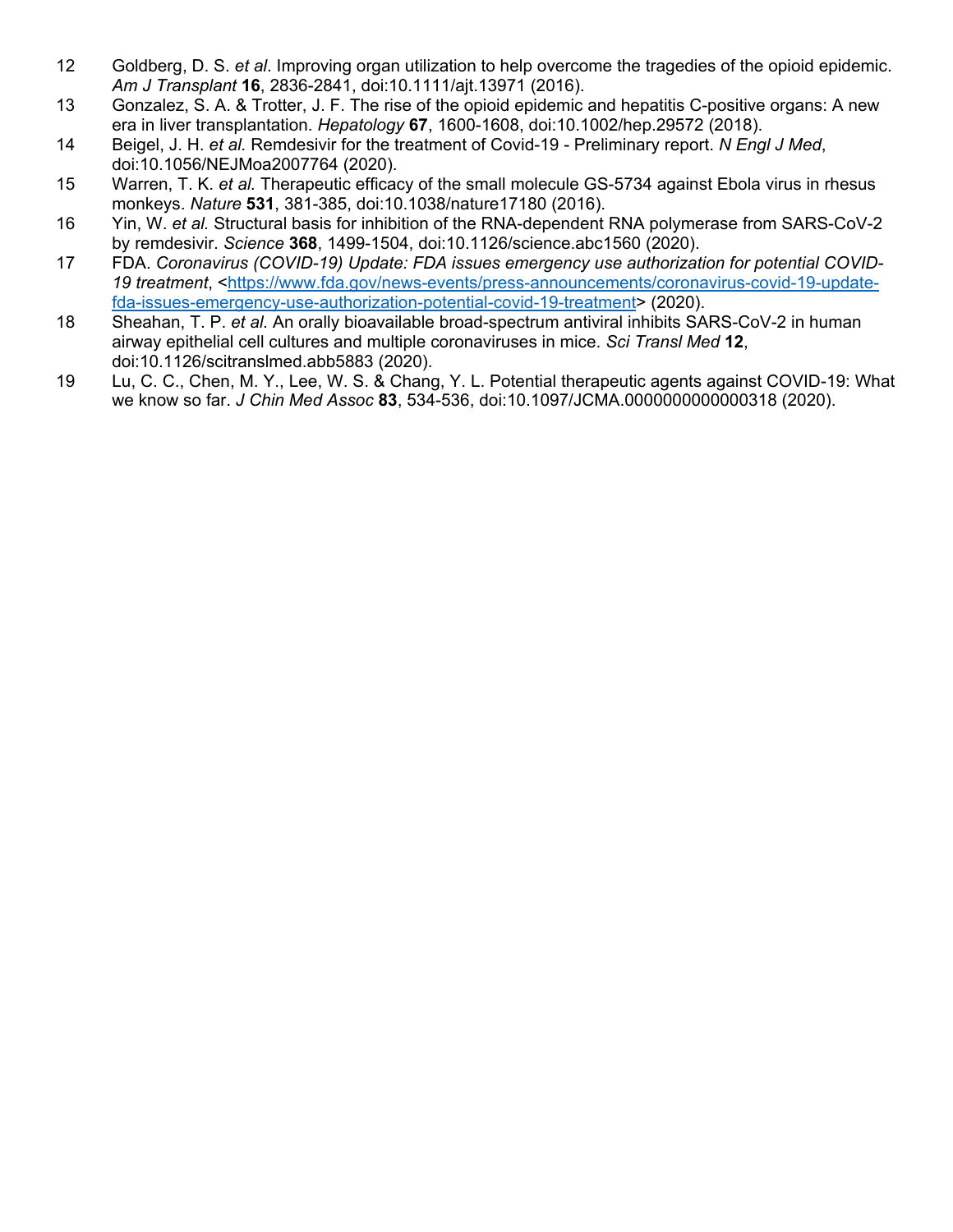12 Goldberg, D. S. *et al*. Improving organ utilization to help overcome the tragedies of the opioid epidemic. *Am J Transplant* **16**, 2836-2841, doi:10.1111/ajt.13971 (2016).

13 Gonzalez, S. A. & Trotter, J. F. The rise of the opioid epidemic and hepatitis C-positive organs: A new era in liver transplantation. *Hepatology* **67**, 1600-1608, doi:10.1002/hep.29572 (2018).

14 Beigel, J. H. *et al.* Remdesivir for the treatment of Covid-19 - Preliminary report. *N Engl J Med*, doi:10.1056/NEJMoa2007764 (2020).

15 Warren, T. K. *et al.* Therapeutic efficacy of the small molecule GS-5734 against Ebola virus in rhesus monkeys. *Nature* **531**, 381-385, doi:10.1038/nature17180 (2016).

16 Yin, W. *et al.* Structural basis for inhibition of the RNA-dependent RNA polymerase from SARS-CoV-2 by remdesivir. *Science* **368**, 1499-1504, doi:10.1126/science.abc1560 (2020).

17 FDA. *Coronavirus (COVID-19) Update: FDA issues emergency use authorization for potential COVID-19 treatment*, <https://www.fda.gov/news-events/press-announcements/coronavirus-covid-19-update-fda-issues-emergency-use-authorization-potential-covid-19-treatment> (2020).

18 Sheahan, T. P. *et al.* An orally bioavailable broad-spectrum antiviral inhibits SARS-CoV-2 in human airway epithelial cell cultures and multiple coronaviruses in mice. *Sci Transl Med* **12**, doi:10.1126/scitranslmed.abb5883 (2020).

19 Lu, C. C., Chen, M. Y., Lee, W. S. & Chang, Y. L. Potential therapeutic agents against COVID-19: What we know so far. *J Chin Med Assoc* **83**, 534-536, doi:10.1097/JCMA.0000000000000318 (2020).